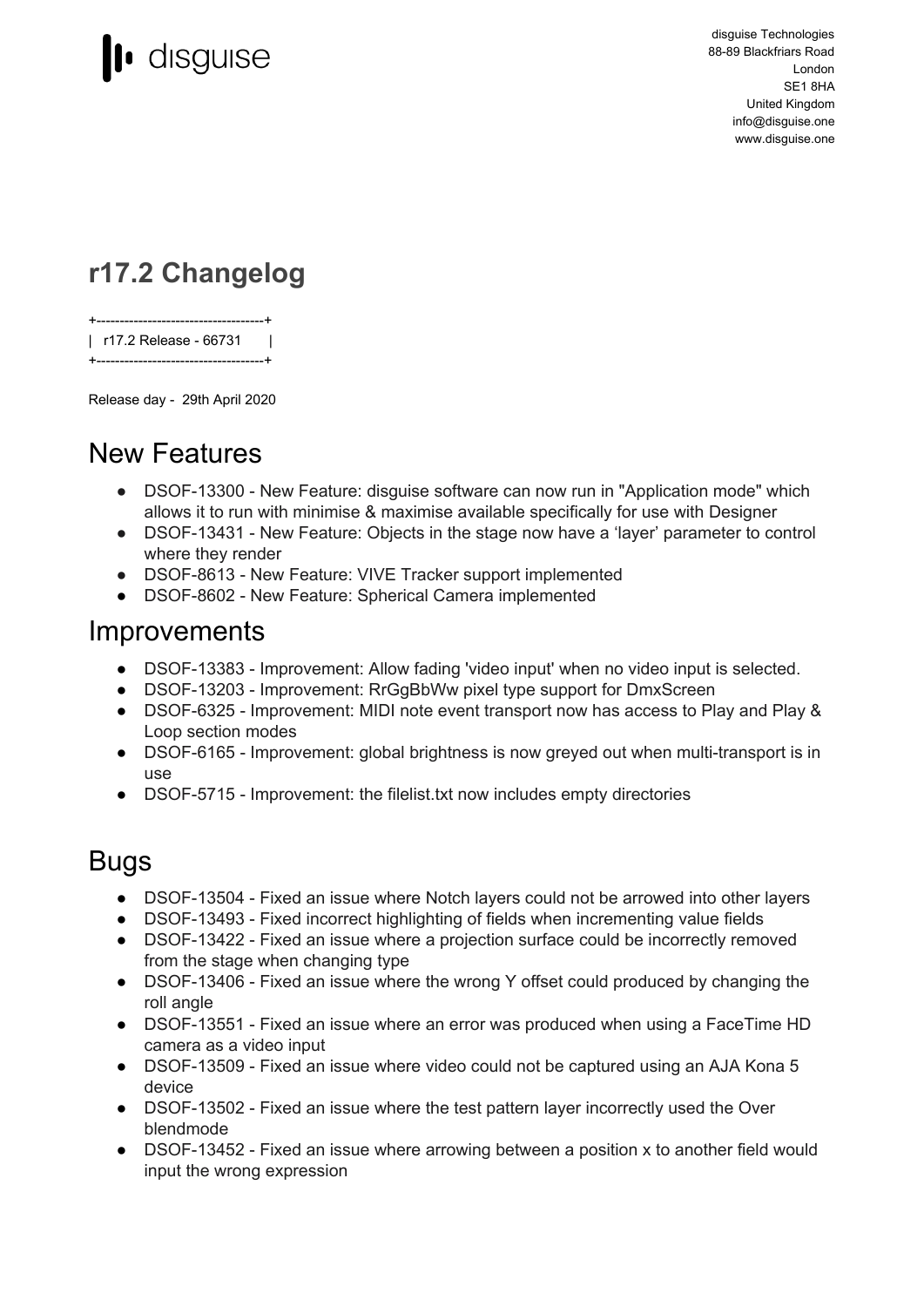disguise

disguise Technologies
88-89 Blackfriars Road
London
SE1 8HA
United Kingdom
info@disguise.one
www.disguise.one

# r17.2 Changelog

```
+------------------------------------+
|  r17.2 Release - 66731      |
+------------------------------------+
```

Release day - 29th April 2020

## New Features

- DSOF-13300 - New Feature: disguise software can now run in "Application mode" which allows it to run with minimise & maximise available specifically for use with Designer
- DSOF-13431 - New Feature: Objects in the stage now have a 'layer' parameter to control where they render
- DSOF-8613 - New Feature: VIVE Tracker support implemented
- DSOF-8602 - New Feature: Spherical Camera implemented

## Improvements

- DSOF-13383 - Improvement: Allow fading 'video input' when no video input is selected.
- DSOF-13203 - Improvement: RrGgBbWw pixel type support for DmxScreen
- DSOF-6325 - Improvement: MIDI note event transport now has access to Play and Play & Loop section modes
- DSOF-6165 - Improvement: global brightness is now greyed out when multi-transport is in use
- DSOF-5715 - Improvement: the filelist.txt now includes empty directories

## Bugs

- DSOF-13504 - Fixed an issue where Notch layers could not be arrowed into other layers
- DSOF-13493 - Fixed incorrect highlighting of fields when incrementing value fields
- DSOF-13422 - Fixed an issue where a projection surface could be incorrectly removed from the stage when changing type
- DSOF-13406 - Fixed an issue where the wrong Y offset could produced by changing the roll angle
- DSOF-13551 - Fixed an issue where an error was produced when using a FaceTime HD camera as a video input
- DSOF-13509 - Fixed an issue where video could not be captured using an AJA Kona 5 device
- DSOF-13502 - Fixed an issue where the test pattern layer incorrectly used the Over blendmode
- DSOF-13452 - Fixed an issue where arrowing between a position x to another field would input the wrong expression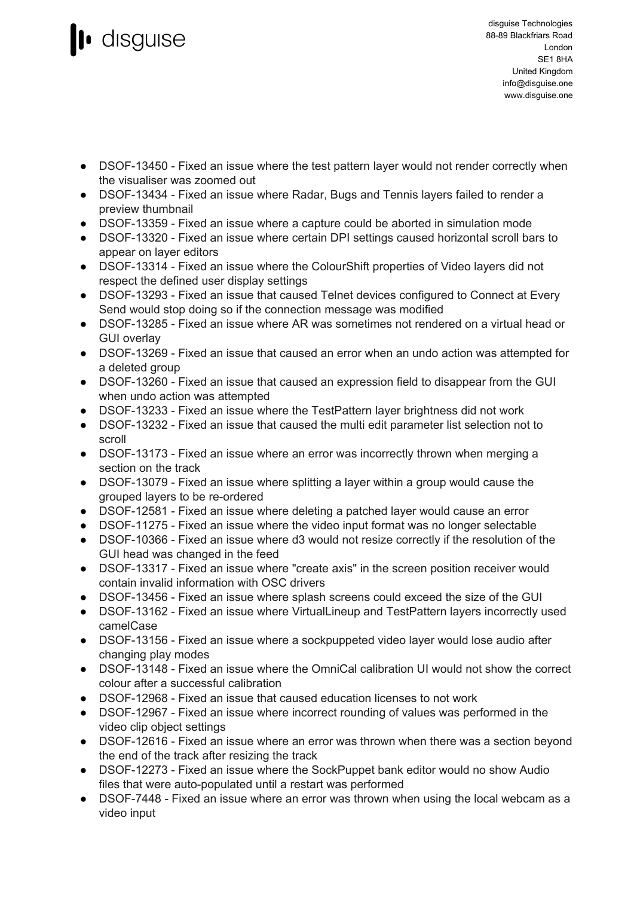- DSOF-13450 - Fixed an issue where the test pattern layer would not render correctly when the visualiser was zoomed out
- DSOF-13434 - Fixed an issue where Radar, Bugs and Tennis layers failed to render a preview thumbnail
- DSOF-13359 - Fixed an issue where a capture could be aborted in simulation mode
- DSOF-13320 - Fixed an issue where certain DPI settings caused horizontal scroll bars to appear on layer editors
- DSOF-13314 - Fixed an issue where the ColourShift properties of Video layers did not respect the defined user display settings
- DSOF-13293 - Fixed an issue that caused Telnet devices configured to Connect at Every Send would stop doing so if the connection message was modified
- DSOF-13285 - Fixed an issue where AR was sometimes not rendered on a virtual head or GUI overlay
- DSOF-13269 - Fixed an issue that caused an error when an undo action was attempted for a deleted group
- DSOF-13260 - Fixed an issue that caused an expression field to disappear from the GUI when undo action was attempted
- DSOF-13233 - Fixed an issue where the TestPattern layer brightness did not work
- DSOF-13232 - Fixed an issue that caused the multi edit parameter list selection not to scroll
- DSOF-13173 - Fixed an issue where an error was incorrectly thrown when merging a section on the track
- DSOF-13079 - Fixed an issue where splitting a layer within a group would cause the grouped layers to be re-ordered
- DSOF-12581 - Fixed an issue where deleting a patched layer would cause an error
- DSOF-11275 - Fixed an issue where the video input format was no longer selectable
- DSOF-10366 - Fixed an issue where d3 would not resize correctly if the resolution of the GUI head was changed in the feed
- DSOF-13317 - Fixed an issue where "create axis" in the screen position receiver would contain invalid information with OSC drivers
- DSOF-13456 - Fixed an issue where splash screens could exceed the size of the GUI
- DSOF-13162 - Fixed an issue where VirtualLineup and TestPattern layers incorrectly used camelCase
- DSOF-13156 - Fixed an issue where a sockpuppeted video layer would lose audio after changing play modes
- DSOF-13148 - Fixed an issue where the OmniCal calibration UI would not show the correct colour after a successful calibration
- DSOF-12968 - Fixed an issue that caused education licenses to not work
- DSOF-12967 - Fixed an issue where incorrect rounding of values was performed in the video clip object settings
- DSOF-12616 - Fixed an issue where an error was thrown when there was a section beyond the end of the track after resizing the track
- DSOF-12273 - Fixed an issue where the SockPuppet bank editor would no show Audio files that were auto-populated until a restart was performed
- DSOF-7448 - Fixed an issue where an error was thrown when using the local webcam as a video input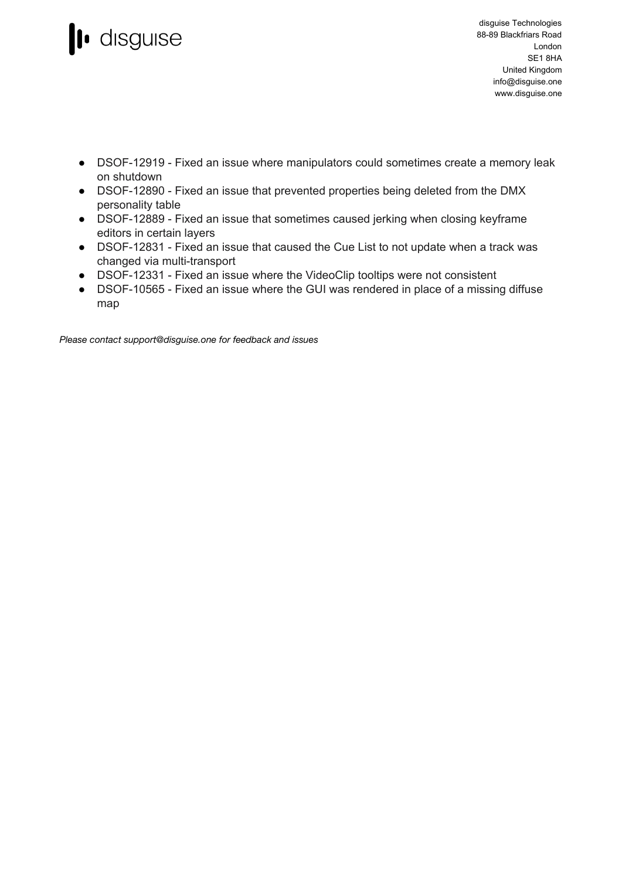- DSOF-12919 - Fixed an issue where manipulators could sometimes create a memory leak on shutdown
- DSOF-12890 - Fixed an issue that prevented properties being deleted from the DMX personality table
- DSOF-12889 - Fixed an issue that sometimes caused jerking when closing keyframe editors in certain layers
- DSOF-12831 - Fixed an issue that caused the Cue List to not update when a track was changed via multi-transport
- DSOF-12331 - Fixed an issue where the VideoClip tooltips were not consistent
- DSOF-10565 - Fixed an issue where the GUI was rendered in place of a missing diffuse map

*Please contact support@disguise.one for feedback and issues*